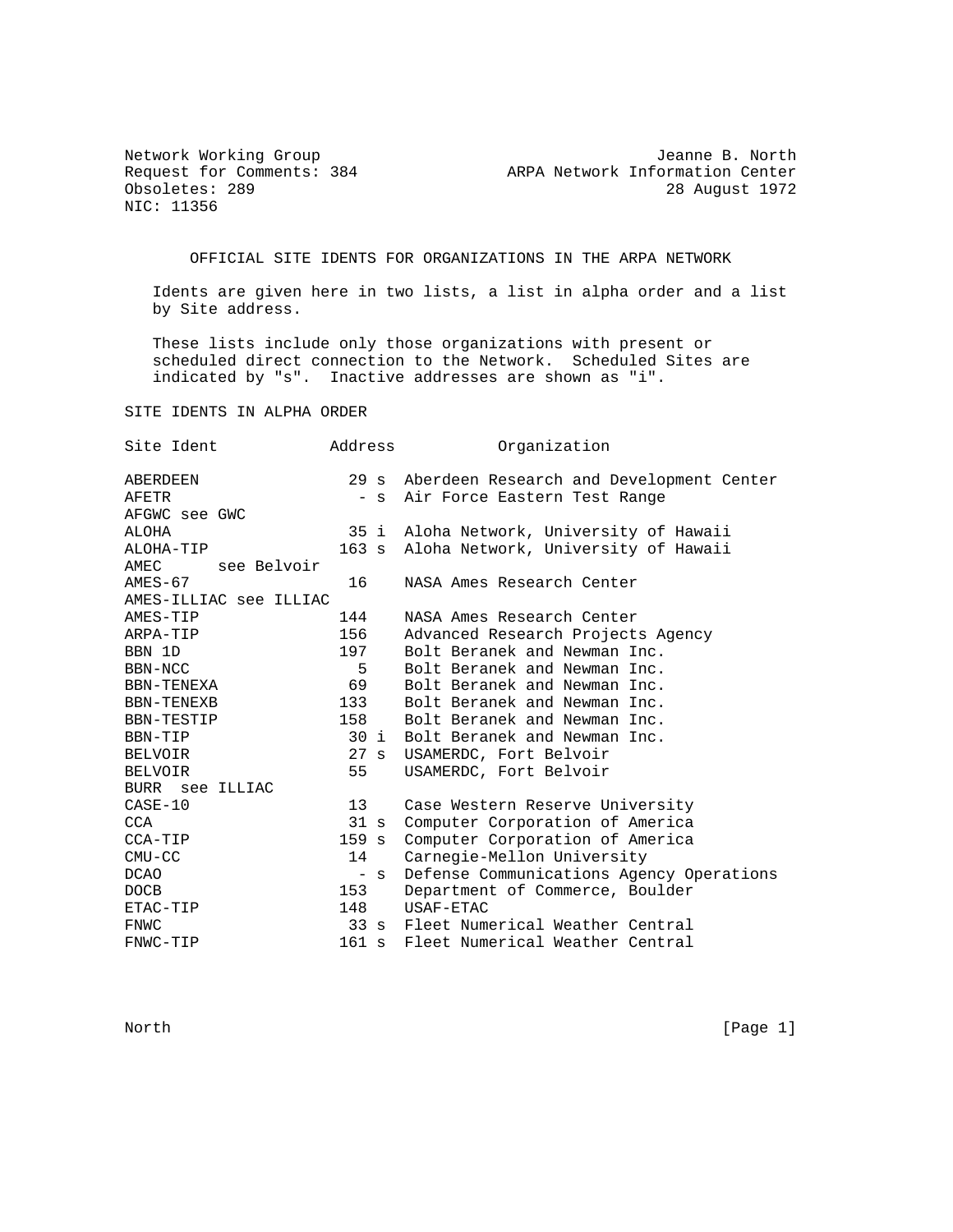Network Working Group Jeanne B. North
Request for Comments: 384 ARPA Network Information Center
Obsoletes: 289 28 August 1972
NIC: 11356

# OFFICIAL SITE IDENTS FOR ORGANIZATIONS IN THE ARPA NETWORK

Idents are given here in two lists, a list in alpha order and a list by Site address.

These lists include only those organizations with present or scheduled direct connection to the Network. Scheduled Sites are indicated by "s". Inactive addresses are shown as "i".

## SITE IDENTS IN ALPHA ORDER

| Site Ident | Address | | Organization |
|---|---|---|---|
| ABERDEEN | 29 | s | Aberdeen Research and Development Center |
| AFETR | - | s | Air Force Eastern Test Range |
| AFGWC see GWC | | | |
| ALOHA | 35 | i | Aloha Network, University of Hawaii |
| ALOHA-TIP | 163 | s | Aloha Network, University of Hawaii |
| AMEC see Belvoir | | | |
| AMES-67 | 16 | | NASA Ames Research Center |
| AMES-ILLIAC see ILLIAC | | | |
| AMES-TIP | 144 | | NASA Ames Research Center |
| ARPA-TIP | 156 | | Advanced Research Projects Agency |
| BBN 1D | 197 | | Bolt Beranek and Newman Inc. |
| BBN-NCC | 5 | | Bolt Beranek and Newman Inc. |
| BBN-TENEXA | 69 | | Bolt Beranek and Newman Inc. |
| BBN-TENEXB | 133 | | Bolt Beranek and Newman Inc. |
| BBN-TESTIP | 158 | | Bolt Beranek and Newman Inc. |
| BBN-TIP | 30 | i | Bolt Beranek and Newman Inc. |
| BELVOIR | 27 | s | USAMERDC, Fort Belvoir |
| BELVOIR | 55 | | USAMERDC, Fort Belvoir |
| BURR see ILLIAC | | | |
| CASE-10 | 13 | | Case Western Reserve University |
| CCA | 31 | s | Computer Corporation of America |
| CCA-TIP | 159 | s | Computer Corporation of America |
| CMU-CC | 14 | | Carnegie-Mellon University |
| DCAO | - | s | Defense Communications Agency Operations |
| DOCB | 153 | | Department of Commerce, Boulder |
| ETAC-TIP | 148 | | USAF-ETAC |
| FNWC | 33 | s | Fleet Numerical Weather Central |
| FNWC-TIP | 161 | s | Fleet Numerical Weather Central |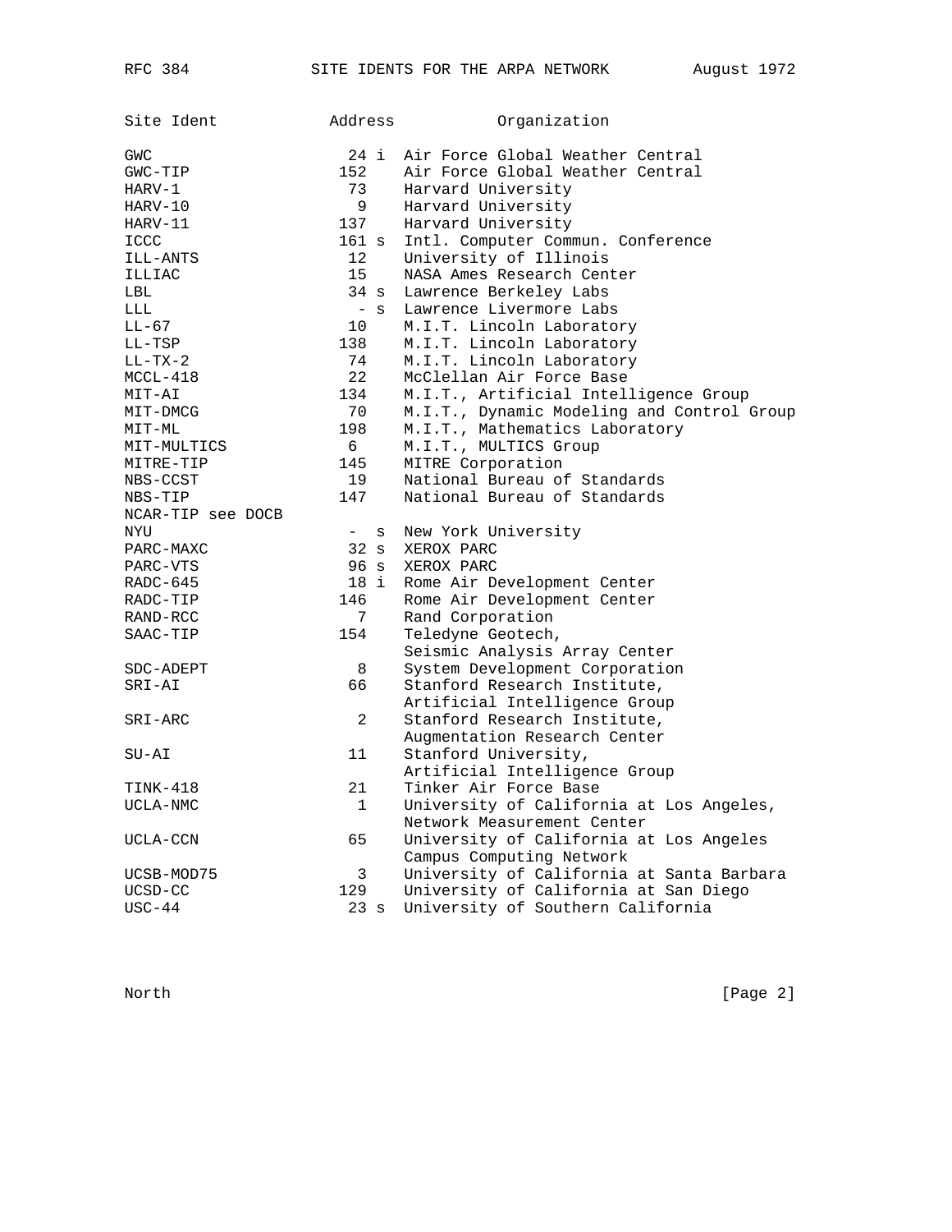| Site Ident | Address | Organization |
|---|---|---|
| GWC | 24 i | Air Force Global Weather Central |
| GWC-TIP | 152 | Air Force Global Weather Central |
| HARV-1 | 73 | Harvard University |
| HARV-10 | 9 | Harvard University |
| HARV-11 | 137 | Harvard University |
| ICCC | 161 s | Intl. Computer Commun. Conference |
| ILL-ANTS | 12 | University of Illinois |
| ILLIAC | 15 | NASA Ames Research Center |
| LBL | 34 s | Lawrence Berkeley Labs |
| LLL | - s | Lawrence Livermore Labs |
| LL-67 | 10 | M.I.T. Lincoln Laboratory |
| LL-TSP | 138 | M.I.T. Lincoln Laboratory |
| LL-TX-2 | 74 | M.I.T. Lincoln Laboratory |
| MCCL-418 | 22 | McClellan Air Force Base |
| MIT-AI | 134 | M.I.T., Artificial Intelligence Group |
| MIT-DMCG | 70 | M.I.T., Dynamic Modeling and Control Group |
| MIT-ML | 198 | M.I.T., Mathematics Laboratory |
| MIT-MULTICS | 6 | M.I.T., MULTICS Group |
| MITRE-TIP | 145 | MITRE Corporation |
| NBS-CCST | 19 | National Bureau of Standards |
| NBS-TIP | 147 | National Bureau of Standards |
| NCAR-TIP see DOCB | | |
| NYU | - s | New York University |
| PARC-MAXC | 32 s | XEROX PARC |
| PARC-VTS | 96 s | XEROX PARC |
| RADC-645 | 18 i | Rome Air Development Center |
| RADC-TIP | 146 | Rome Air Development Center |
| RAND-RCC | 7 | Rand Corporation |
| SAAC-TIP | 154 | Teledyne Geotech, Seismic Analysis Array Center |
| SDC-ADEPT | 8 | System Development Corporation |
| SRI-AI | 66 | Stanford Research Institute, Artificial Intelligence Group |
| SRI-ARC | 2 | Stanford Research Institute, Augmentation Research Center |
| SU-AI | 11 | Stanford University, Artificial Intelligence Group |
| TINK-418 | 21 | Tinker Air Force Base |
| UCLA-NMC | 1 | University of California at Los Angeles, Network Measurement Center |
| UCLA-CCN | 65 | University of California at Los Angeles Campus Computing Network |
| UCSB-MOD75 | 3 | University of California at Santa Barbara |
| UCSD-CC | 129 | University of California at San Diego |
| USC-44 | 23 s | University of Southern California |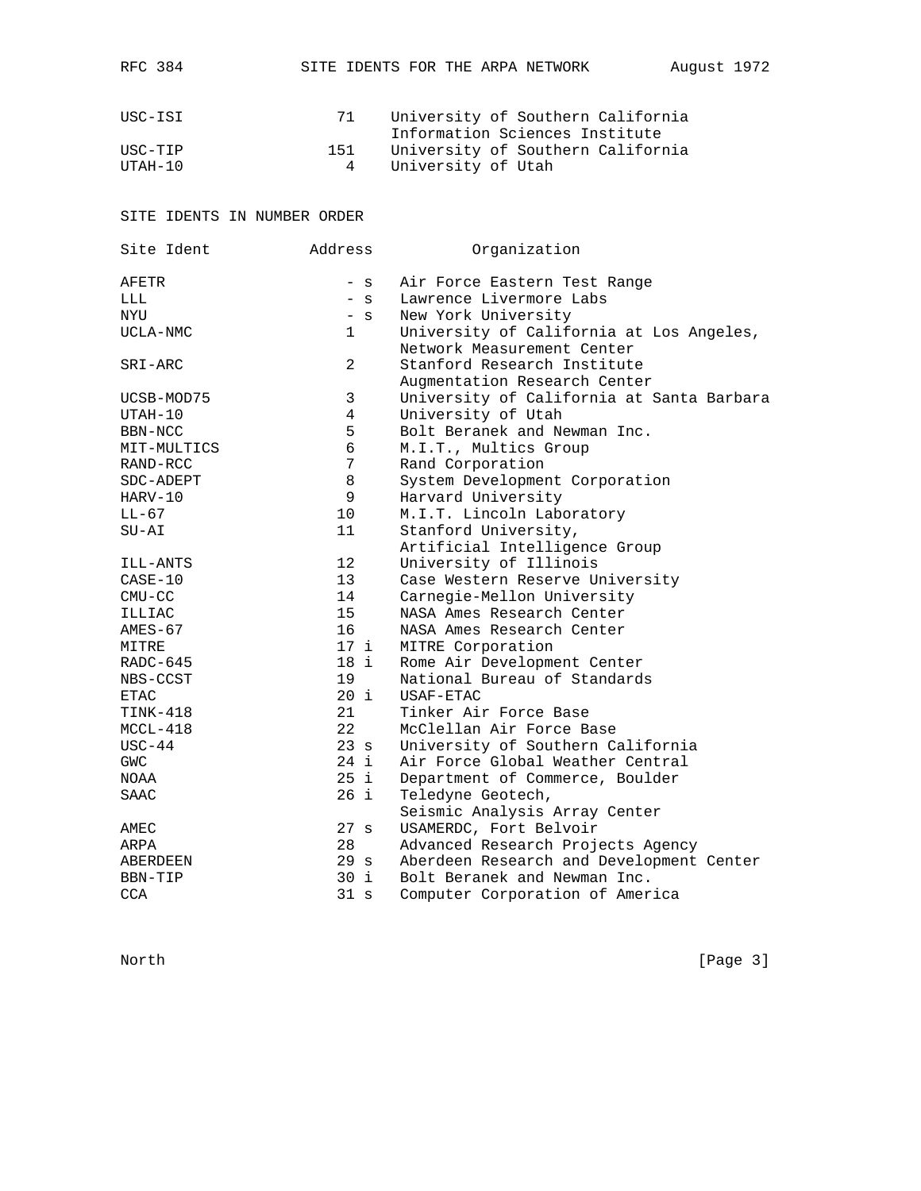| | | |
|---|---|---|
| USC-ISI | 71 | University of Southern California Information Sciences Institute |
| USC-TIP | 151 | University of Southern California |
| UTAH-10 | 4 | University of Utah |

SITE IDENTS IN NUMBER ORDER

| Site Ident | Address | Organization |
|---|---|---|
| AFETR | - s | Air Force Eastern Test Range |
| LLL | - s | Lawrence Livermore Labs |
| NYU | - s | New York University |
| UCLA-NMC | 1 | University of California at Los Angeles, Network Measurement Center |
| SRI-ARC | 2 | Stanford Research Institute Augmentation Research Center |
| UCSB-MOD75 | 3 | University of California at Santa Barbara |
| UTAH-10 | 4 | University of Utah |
| BBN-NCC | 5 | Bolt Beranek and Newman Inc. |
| MIT-MULTICS | 6 | M.I.T., Multics Group |
| RAND-RCC | 7 | Rand Corporation |
| SDC-ADEPT | 8 | System Development Corporation |
| HARV-10 | 9 | Harvard University |
| LL-67 | 10 | M.I.T. Lincoln Laboratory |
| SU-AI | 11 | Stanford University, Artificial Intelligence Group |
| ILL-ANTS | 12 | University of Illinois |
| CASE-10 | 13 | Case Western Reserve University |
| CMU-CC | 14 | Carnegie-Mellon University |
| ILLIAC | 15 | NASA Ames Research Center |
| AMES-67 | 16 | NASA Ames Research Center |
| MITRE | 17 i | MITRE Corporation |
| RADC-645 | 18 i | Rome Air Development Center |
| NBS-CCST | 19 | National Bureau of Standards |
| ETAC | 20 i | USAF-ETAC |
| TINK-418 | 21 | Tinker Air Force Base |
| MCCL-418 | 22 | McClellan Air Force Base |
| USC-44 | 23 s | University of Southern California |
| GWC | 24 i | Air Force Global Weather Central |
| NOAA | 25 i | Department of Commerce, Boulder |
| SAAC | 26 i | Teledyne Geotech, Seismic Analysis Array Center |
| AMEC | 27 s | USAMERDC, Fort Belvoir |
| ARPA | 28 | Advanced Research Projects Agency |
| ABERDEEN | 29 s | Aberdeen Research and Development Center |
| BBN-TIP | 30 i | Bolt Beranek and Newman Inc. |
| CCA | 31 s | Computer Corporation of America |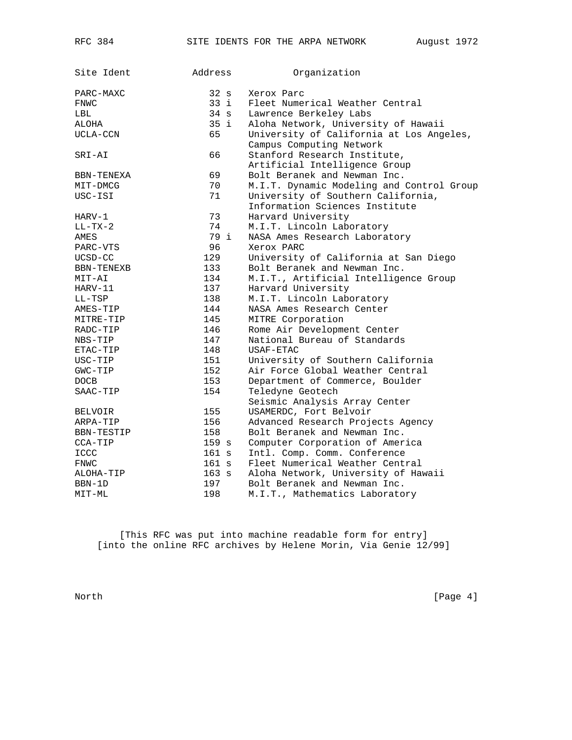| Site Ident | Address | Organization |
|---|---|---|
| PARC-MAXC | 32 s | Xerox Parc |
| FNWC | 33 i | Fleet Numerical Weather Central |
| LBL | 34 s | Lawrence Berkeley Labs |
| ALOHA | 35 i | Aloha Network, University of Hawaii |
| UCLA-CCN | 65 | University of California at Los Angeles, Campus Computing Network |
| SRI-AI | 66 | Stanford Research Institute, Artificial Intelligence Group |
| BBN-TENEXA | 69 | Bolt Beranek and Newman Inc. |
| MIT-DMCG | 70 | M.I.T. Dynamic Modeling and Control Group |
| USC-ISI | 71 | University of Southern California, Information Sciences Institute |
| HARV-1 | 73 | Harvard University |
| LL-TX-2 | 74 | M.I.T. Lincoln Laboratory |
| AMES | 79 i | NASA Ames Research Laboratory |
| PARC-VTS | 96 | Xerox PARC |
| UCSD-CC | 129 | University of California at San Diego |
| BBN-TENEXB | 133 | Bolt Beranek and Newman Inc. |
| MIT-AI | 134 | M.I.T., Artificial Intelligence Group |
| HARV-11 | 137 | Harvard University |
| LL-TSP | 138 | M.I.T. Lincoln Laboratory |
| AMES-TIP | 144 | NASA Ames Research Center |
| MITRE-TIP | 145 | MITRE Corporation |
| RADC-TIP | 146 | Rome Air Development Center |
| NBS-TIP | 147 | National Bureau of Standards |
| ETAC-TIP | 148 | USAF-ETAC |
| USC-TIP | 151 | University of Southern California |
| GWC-TIP | 152 | Air Force Global Weather Central |
| DOCB | 153 | Department of Commerce, Boulder |
| SAAC-TIP | 154 | Teledyne Geotech Seismic Analysis Array Center |
| BELVOIR | 155 | USAMERDC, Fort Belvoir |
| ARPA-TIP | 156 | Advanced Research Projects Agency |
| BBN-TESTIP | 158 | Bolt Beranek and Newman Inc. |
| CCA-TIP | 159 s | Computer Corporation of America |
| ICCC | 161 s | Intl. Comp. Comm. Conference |
| FNWC | 161 s | Fleet Numerical Weather Central |
| ALOHA-TIP | 163 s | Aloha Network, University of Hawaii |
| BBN-1D | 197 | Bolt Beranek and Newman Inc. |
| MIT-ML | 198 | M.I.T., Mathematics Laboratory |

[This RFC was put into machine readable form for entry]
[into the online RFC archives by Helene Morin, Via Genie 12/99]